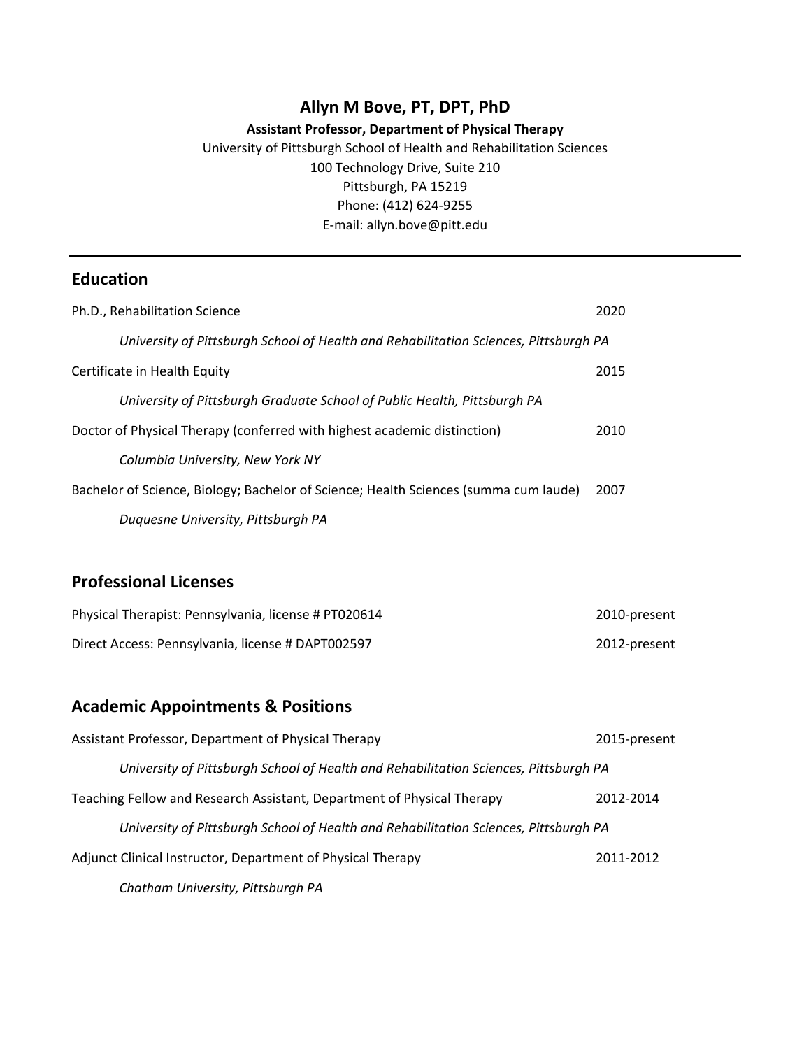# Allyn M Bove, PT, DPT, PhD

**Assistant Professor, Department of Physical Therapy**

University of Pittsburgh School of Health and Rehabilitation Sciences
100 Technology Drive, Suite 210
Pittsburgh, PA 15219
Phone: (412) 624-9255
E-mail: allyn.bove@pitt.edu

---

## Education

Ph.D., Rehabilitation Science — 2020

*University of Pittsburgh School of Health and Rehabilitation Sciences, Pittsburgh PA*

Certificate in Health Equity — 2015

*University of Pittsburgh Graduate School of Public Health, Pittsburgh PA*

Doctor of Physical Therapy (conferred with highest academic distinction) — 2010

*Columbia University, New York NY*

Bachelor of Science, Biology; Bachelor of Science; Health Sciences (summa cum laude) — 2007

*Duquesne University, Pittsburgh PA*

## Professional Licenses

Physical Therapist: Pennsylvania, license # PT020614 — 2010-present

Direct Access: Pennsylvania, license # DAPT002597 — 2012-present

## Academic Appointments & Positions

Assistant Professor, Department of Physical Therapy — 2015-present

*University of Pittsburgh School of Health and Rehabilitation Sciences, Pittsburgh PA*

Teaching Fellow and Research Assistant, Department of Physical Therapy — 2012-2014

*University of Pittsburgh School of Health and Rehabilitation Sciences, Pittsburgh PA*

Adjunct Clinical Instructor, Department of Physical Therapy — 2011-2012

*Chatham University, Pittsburgh PA*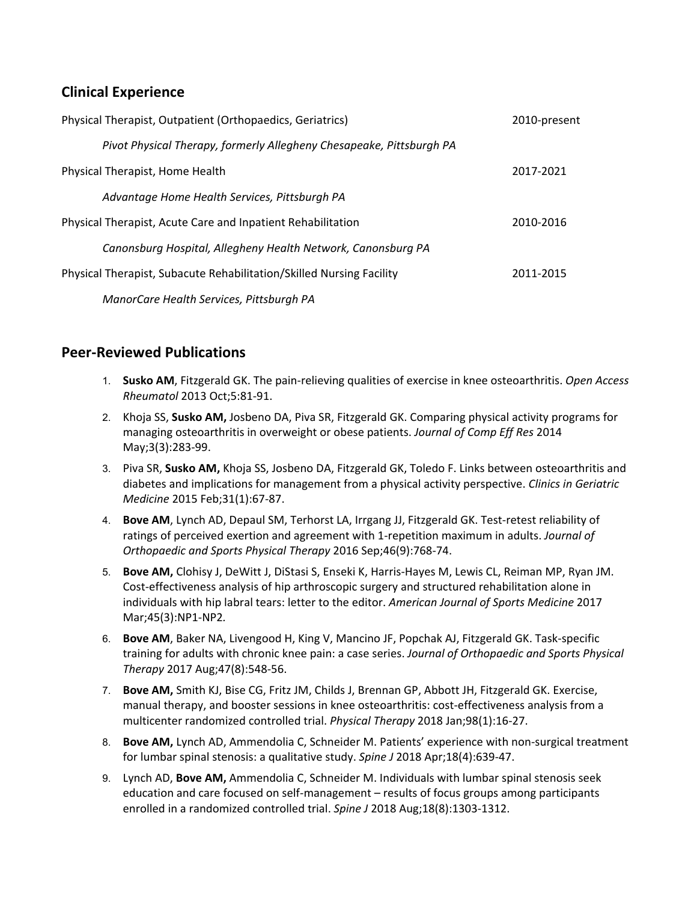## Clinical Experience

Physical Therapist, Outpatient (Orthopaedics, Geriatrics) 2010-present

*Pivot Physical Therapy, formerly Allegheny Chesapeake, Pittsburgh PA*

Physical Therapist, Home Health 2017-2021

*Advantage Home Health Services, Pittsburgh PA*

Physical Therapist, Acute Care and Inpatient Rehabilitation 2010-2016

*Canonsburg Hospital, Allegheny Health Network, Canonsburg PA*

Physical Therapist, Subacute Rehabilitation/Skilled Nursing Facility 2011-2015

*ManorCare Health Services, Pittsburgh PA*

## Peer-Reviewed Publications

1. **Susko AM**, Fitzgerald GK. The pain-relieving qualities of exercise in knee osteoarthritis. *Open Access Rheumatol* 2013 Oct;5:81-91.
2. Khoja SS, **Susko AM,** Josbeno DA, Piva SR, Fitzgerald GK. Comparing physical activity programs for managing osteoarthritis in overweight or obese patients. *Journal of Comp Eff Res* 2014 May;3(3):283-99.
3. Piva SR, **Susko AM,** Khoja SS, Josbeno DA, Fitzgerald GK, Toledo F. Links between osteoarthritis and diabetes and implications for management from a physical activity perspective. *Clinics in Geriatric Medicine* 2015 Feb;31(1):67-87.
4. **Bove AM**, Lynch AD, Depaul SM, Terhorst LA, Irrgang JJ, Fitzgerald GK. Test-retest reliability of ratings of perceived exertion and agreement with 1-repetition maximum in adults. *Journal of Orthopaedic and Sports Physical Therapy* 2016 Sep;46(9):768-74.
5. **Bove AM,** Clohisy J, DeWitt J, DiStasi S, Enseki K, Harris-Hayes M, Lewis CL, Reiman MP, Ryan JM. Cost-effectiveness analysis of hip arthroscopic surgery and structured rehabilitation alone in individuals with hip labral tears: letter to the editor. *American Journal of Sports Medicine* 2017 Mar;45(3):NP1-NP2.
6. **Bove AM**, Baker NA, Livengood H, King V, Mancino JF, Popchak AJ, Fitzgerald GK. Task-specific training for adults with chronic knee pain: a case series. *Journal of Orthopaedic and Sports Physical Therapy* 2017 Aug;47(8):548-56.
7. **Bove AM,** Smith KJ, Bise CG, Fritz JM, Childs J, Brennan GP, Abbott JH, Fitzgerald GK. Exercise, manual therapy, and booster sessions in knee osteoarthritis: cost-effectiveness analysis from a multicenter randomized controlled trial. *Physical Therapy* 2018 Jan;98(1):16-27.
8. **Bove AM,** Lynch AD, Ammendolia C, Schneider M. Patients' experience with non-surgical treatment for lumbar spinal stenosis: a qualitative study. *Spine J* 2018 Apr;18(4):639-47.
9. Lynch AD, **Bove AM,** Ammendolia C, Schneider M. Individuals with lumbar spinal stenosis seek education and care focused on self-management – results of focus groups among participants enrolled in a randomized controlled trial. *Spine J* 2018 Aug;18(8):1303-1312.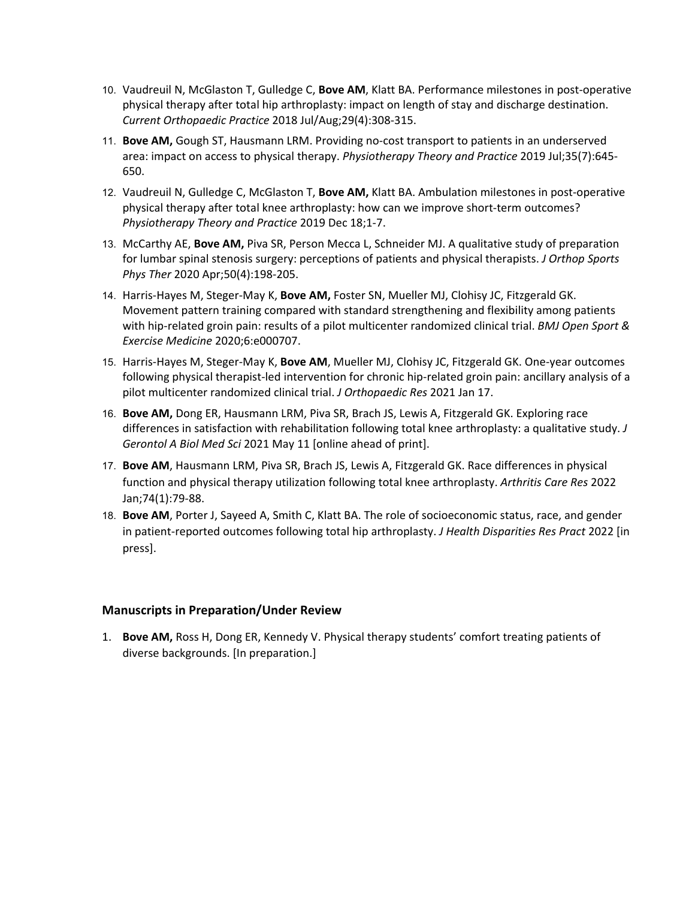10. Vaudreuil N, McGlaston T, Gulledge C, **Bove AM**, Klatt BA. Performance milestones in post-operative physical therapy after total hip arthroplasty: impact on length of stay and discharge destination. *Current Orthopaedic Practice* 2018 Jul/Aug;29(4):308-315.
11. **Bove AM,** Gough ST, Hausmann LRM. Providing no-cost transport to patients in an underserved area: impact on access to physical therapy. *Physiotherapy Theory and Practice* 2019 Jul;35(7):645-650.
12. Vaudreuil N, Gulledge C, McGlaston T, **Bove AM,** Klatt BA. Ambulation milestones in post-operative physical therapy after total knee arthroplasty: how can we improve short-term outcomes? *Physiotherapy Theory and Practice* 2019 Dec 18;1-7.
13. McCarthy AE, **Bove AM,** Piva SR, Person Mecca L, Schneider MJ. A qualitative study of preparation for lumbar spinal stenosis surgery: perceptions of patients and physical therapists. *J Orthop Sports Phys Ther* 2020 Apr;50(4):198-205.
14. Harris-Hayes M, Steger-May K, **Bove AM,** Foster SN, Mueller MJ, Clohisy JC, Fitzgerald GK. Movement pattern training compared with standard strengthening and flexibility among patients with hip-related groin pain: results of a pilot multicenter randomized clinical trial. *BMJ Open Sport & Exercise Medicine* 2020;6:e000707.
15. Harris-Hayes M, Steger-May K, **Bove AM**, Mueller MJ, Clohisy JC, Fitzgerald GK. One-year outcomes following physical therapist-led intervention for chronic hip-related groin pain: ancillary analysis of a pilot multicenter randomized clinical trial. *J Orthopaedic Res* 2021 Jan 17.
16. **Bove AM,** Dong ER, Hausmann LRM, Piva SR, Brach JS, Lewis A, Fitzgerald GK. Exploring race differences in satisfaction with rehabilitation following total knee arthroplasty: a qualitative study. *J Gerontol A Biol Med Sci* 2021 May 11 [online ahead of print].
17. **Bove AM**, Hausmann LRM, Piva SR, Brach JS, Lewis A, Fitzgerald GK. Race differences in physical function and physical therapy utilization following total knee arthroplasty. *Arthritis Care Res* 2022 Jan;74(1):79-88.
18. **Bove AM**, Porter J, Sayeed A, Smith C, Klatt BA. The role of socioeconomic status, race, and gender in patient-reported outcomes following total hip arthroplasty. *J Health Disparities Res Pract* 2022 [in press].

### Manuscripts in Preparation/Under Review

1. **Bove AM,** Ross H, Dong ER, Kennedy V. Physical therapy students' comfort treating patients of diverse backgrounds. [In preparation.]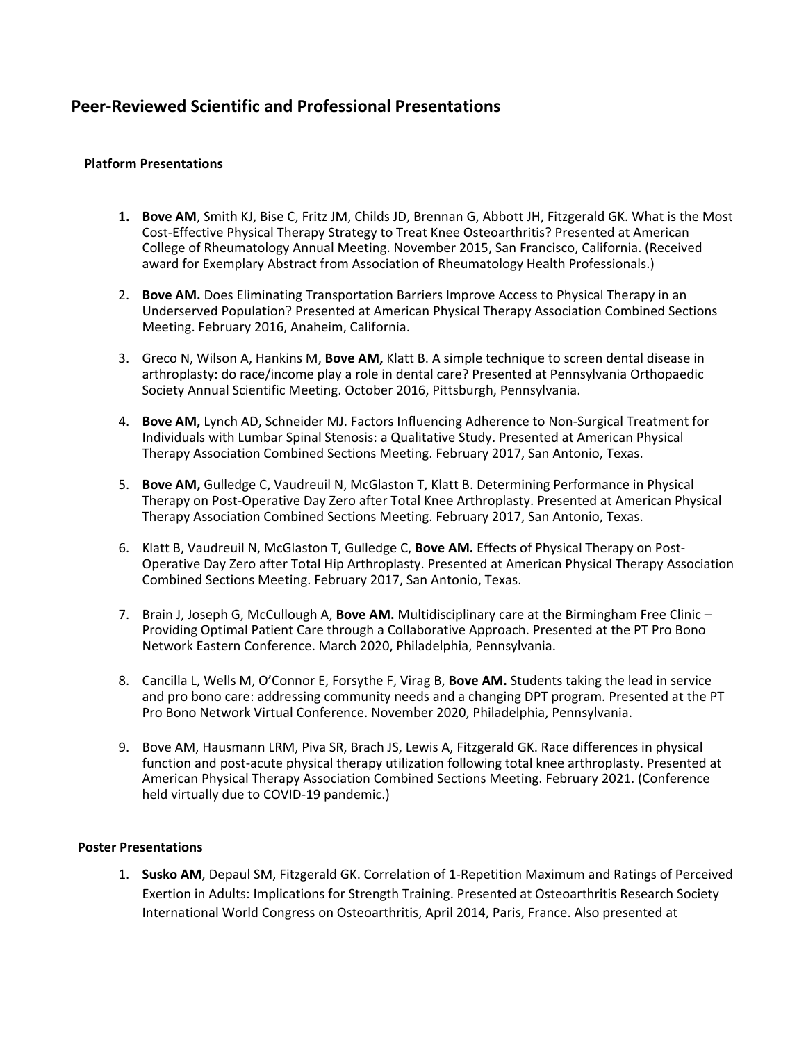## Peer-Reviewed Scientific and Professional Presentations

### Platform Presentations

1. **Bove AM**, Smith KJ, Bise C, Fritz JM, Childs JD, Brennan G, Abbott JH, Fitzgerald GK. What is the Most Cost-Effective Physical Therapy Strategy to Treat Knee Osteoarthritis? Presented at American College of Rheumatology Annual Meeting. November 2015, San Francisco, California. (Received award for Exemplary Abstract from Association of Rheumatology Health Professionals.)

2. **Bove AM.** Does Eliminating Transportation Barriers Improve Access to Physical Therapy in an Underserved Population? Presented at American Physical Therapy Association Combined Sections Meeting. February 2016, Anaheim, California.

3. Greco N, Wilson A, Hankins M, **Bove AM,** Klatt B. A simple technique to screen dental disease in arthroplasty: do race/income play a role in dental care? Presented at Pennsylvania Orthopaedic Society Annual Scientific Meeting. October 2016, Pittsburgh, Pennsylvania.

4. **Bove AM,** Lynch AD, Schneider MJ. Factors Influencing Adherence to Non-Surgical Treatment for Individuals with Lumbar Spinal Stenosis: a Qualitative Study. Presented at American Physical Therapy Association Combined Sections Meeting. February 2017, San Antonio, Texas.

5. **Bove AM,** Gulledge C, Vaudreuil N, McGlaston T, Klatt B. Determining Performance in Physical Therapy on Post-Operative Day Zero after Total Knee Arthroplasty. Presented at American Physical Therapy Association Combined Sections Meeting. February 2017, San Antonio, Texas.

6. Klatt B, Vaudreuil N, McGlaston T, Gulledge C, **Bove AM.** Effects of Physical Therapy on Post-Operative Day Zero after Total Hip Arthroplasty. Presented at American Physical Therapy Association Combined Sections Meeting. February 2017, San Antonio, Texas.

7. Brain J, Joseph G, McCullough A, **Bove AM.** Multidisciplinary care at the Birmingham Free Clinic – Providing Optimal Patient Care through a Collaborative Approach. Presented at the PT Pro Bono Network Eastern Conference. March 2020, Philadelphia, Pennsylvania.

8. Cancilla L, Wells M, O'Connor E, Forsythe F, Virag B, **Bove AM.** Students taking the lead in service and pro bono care: addressing community needs and a changing DPT program. Presented at the PT Pro Bono Network Virtual Conference. November 2020, Philadelphia, Pennsylvania.

9. Bove AM, Hausmann LRM, Piva SR, Brach JS, Lewis A, Fitzgerald GK. Race differences in physical function and post-acute physical therapy utilization following total knee arthroplasty. Presented at American Physical Therapy Association Combined Sections Meeting. February 2021. (Conference held virtually due to COVID-19 pandemic.)

### Poster Presentations

1. **Susko AM**, Depaul SM, Fitzgerald GK. Correlation of 1-Repetition Maximum and Ratings of Perceived Exertion in Adults: Implications for Strength Training. Presented at Osteoarthritis Research Society International World Congress on Osteoarthritis, April 2014, Paris, France. Also presented at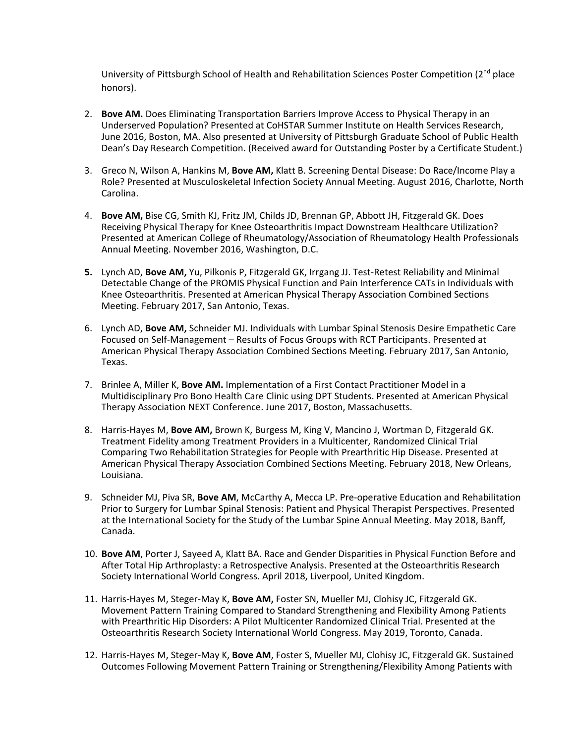University of Pittsburgh School of Health and Rehabilitation Sciences Poster Competition (2nd place honors).

2. **Bove AM.** Does Eliminating Transportation Barriers Improve Access to Physical Therapy in an Underserved Population? Presented at CoHSTAR Summer Institute on Health Services Research, June 2016, Boston, MA. Also presented at University of Pittsburgh Graduate School of Public Health Dean's Day Research Competition. (Received award for Outstanding Poster by a Certificate Student.)

3. Greco N, Wilson A, Hankins M, **Bove AM,** Klatt B. Screening Dental Disease: Do Race/Income Play a Role? Presented at Musculoskeletal Infection Society Annual Meeting. August 2016, Charlotte, North Carolina.

4. **Bove AM,** Bise CG, Smith KJ, Fritz JM, Childs JD, Brennan GP, Abbott JH, Fitzgerald GK. Does Receiving Physical Therapy for Knee Osteoarthritis Impact Downstream Healthcare Utilization? Presented at American College of Rheumatology/Association of Rheumatology Health Professionals Annual Meeting. November 2016, Washington, D.C.

5. Lynch AD, **Bove AM,** Yu, Pilkonis P, Fitzgerald GK, Irrgang JJ. Test-Retest Reliability and Minimal Detectable Change of the PROMIS Physical Function and Pain Interference CATs in Individuals with Knee Osteoarthritis. Presented at American Physical Therapy Association Combined Sections Meeting. February 2017, San Antonio, Texas.

6. Lynch AD, **Bove AM,** Schneider MJ. Individuals with Lumbar Spinal Stenosis Desire Empathetic Care Focused on Self-Management – Results of Focus Groups with RCT Participants. Presented at American Physical Therapy Association Combined Sections Meeting. February 2017, San Antonio, Texas.

7. Brinlee A, Miller K, **Bove AM.** Implementation of a First Contact Practitioner Model in a Multidisciplinary Pro Bono Health Care Clinic using DPT Students. Presented at American Physical Therapy Association NEXT Conference. June 2017, Boston, Massachusetts.

8. Harris-Hayes M, **Bove AM,** Brown K, Burgess M, King V, Mancino J, Wortman D, Fitzgerald GK. Treatment Fidelity among Treatment Providers in a Multicenter, Randomized Clinical Trial Comparing Two Rehabilitation Strategies for People with Prearthritic Hip Disease. Presented at American Physical Therapy Association Combined Sections Meeting. February 2018, New Orleans, Louisiana.

9. Schneider MJ, Piva SR, **Bove AM**, McCarthy A, Mecca LP. Pre-operative Education and Rehabilitation Prior to Surgery for Lumbar Spinal Stenosis: Patient and Physical Therapist Perspectives. Presented at the International Society for the Study of the Lumbar Spine Annual Meeting. May 2018, Banff, Canada.

10. **Bove AM**, Porter J, Sayeed A, Klatt BA. Race and Gender Disparities in Physical Function Before and After Total Hip Arthroplasty: a Retrospective Analysis. Presented at the Osteoarthritis Research Society International World Congress. April 2018, Liverpool, United Kingdom.

11. Harris-Hayes M, Steger-May K, **Bove AM,** Foster SN, Mueller MJ, Clohisy JC, Fitzgerald GK. Movement Pattern Training Compared to Standard Strengthening and Flexibility Among Patients with Prearthritic Hip Disorders: A Pilot Multicenter Randomized Clinical Trial. Presented at the Osteoarthritis Research Society International World Congress. May 2019, Toronto, Canada.

12. Harris-Hayes M, Steger-May K, **Bove AM**, Foster S, Mueller MJ, Clohisy JC, Fitzgerald GK. Sustained Outcomes Following Movement Pattern Training or Strengthening/Flexibility Among Patients with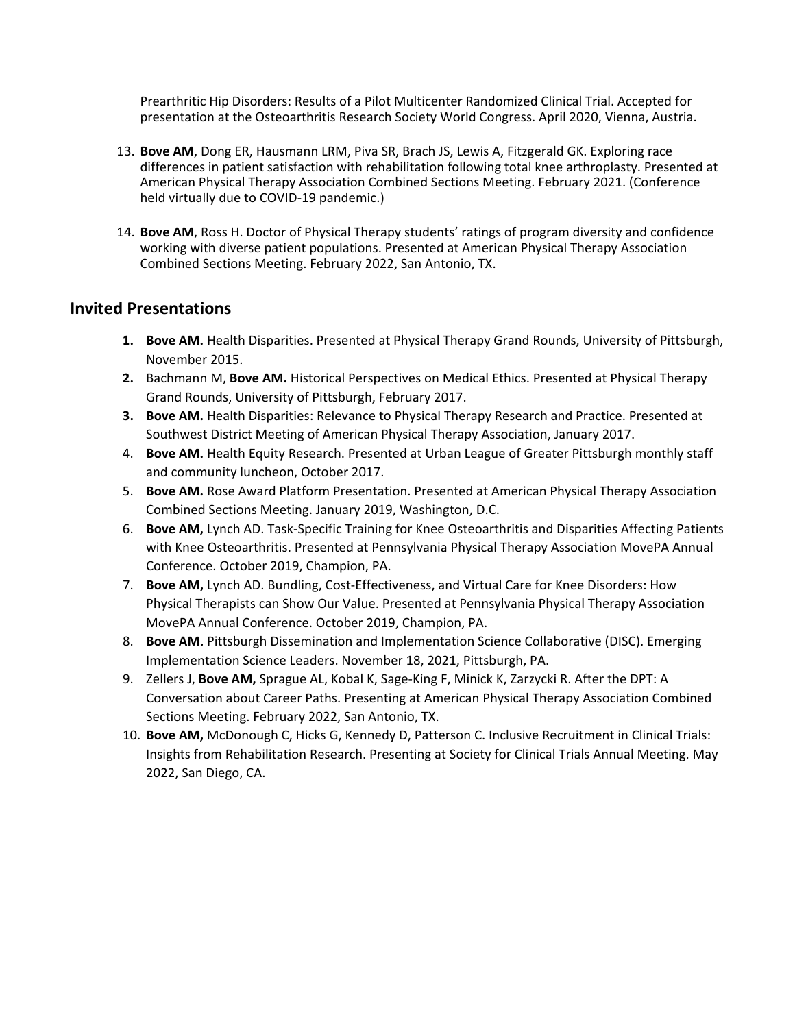Prearthritic Hip Disorders: Results of a Pilot Multicenter Randomized Clinical Trial. Accepted for presentation at the Osteoarthritis Research Society World Congress. April 2020, Vienna, Austria.

13. **Bove AM**, Dong ER, Hausmann LRM, Piva SR, Brach JS, Lewis A, Fitzgerald GK. Exploring race differences in patient satisfaction with rehabilitation following total knee arthroplasty. Presented at American Physical Therapy Association Combined Sections Meeting. February 2021. (Conference held virtually due to COVID-19 pandemic.)

14. **Bove AM**, Ross H. Doctor of Physical Therapy students' ratings of program diversity and confidence working with diverse patient populations. Presented at American Physical Therapy Association Combined Sections Meeting. February 2022, San Antonio, TX.

## Invited Presentations

1. **Bove AM.** Health Disparities. Presented at Physical Therapy Grand Rounds, University of Pittsburgh, November 2015.
2. Bachmann M, **Bove AM.** Historical Perspectives on Medical Ethics. Presented at Physical Therapy Grand Rounds, University of Pittsburgh, February 2017.
3. **Bove AM.** Health Disparities: Relevance to Physical Therapy Research and Practice. Presented at Southwest District Meeting of American Physical Therapy Association, January 2017.
4. **Bove AM.** Health Equity Research. Presented at Urban League of Greater Pittsburgh monthly staff and community luncheon, October 2017.
5. **Bove AM.** Rose Award Platform Presentation. Presented at American Physical Therapy Association Combined Sections Meeting. January 2019, Washington, D.C.
6. **Bove AM,** Lynch AD. Task-Specific Training for Knee Osteoarthritis and Disparities Affecting Patients with Knee Osteoarthritis. Presented at Pennsylvania Physical Therapy Association MovePA Annual Conference. October 2019, Champion, PA.
7. **Bove AM,** Lynch AD. Bundling, Cost-Effectiveness, and Virtual Care for Knee Disorders: How Physical Therapists can Show Our Value. Presented at Pennsylvania Physical Therapy Association MovePA Annual Conference. October 2019, Champion, PA.
8. **Bove AM.** Pittsburgh Dissemination and Implementation Science Collaborative (DISC). Emerging Implementation Science Leaders. November 18, 2021, Pittsburgh, PA.
9. Zellers J, **Bove AM,** Sprague AL, Kobal K, Sage-King F, Minick K, Zarzycki R. After the DPT: A Conversation about Career Paths. Presenting at American Physical Therapy Association Combined Sections Meeting. February 2022, San Antonio, TX.
10. **Bove AM,** McDonough C, Hicks G, Kennedy D, Patterson C. Inclusive Recruitment in Clinical Trials: Insights from Rehabilitation Research. Presenting at Society for Clinical Trials Annual Meeting. May 2022, San Diego, CA.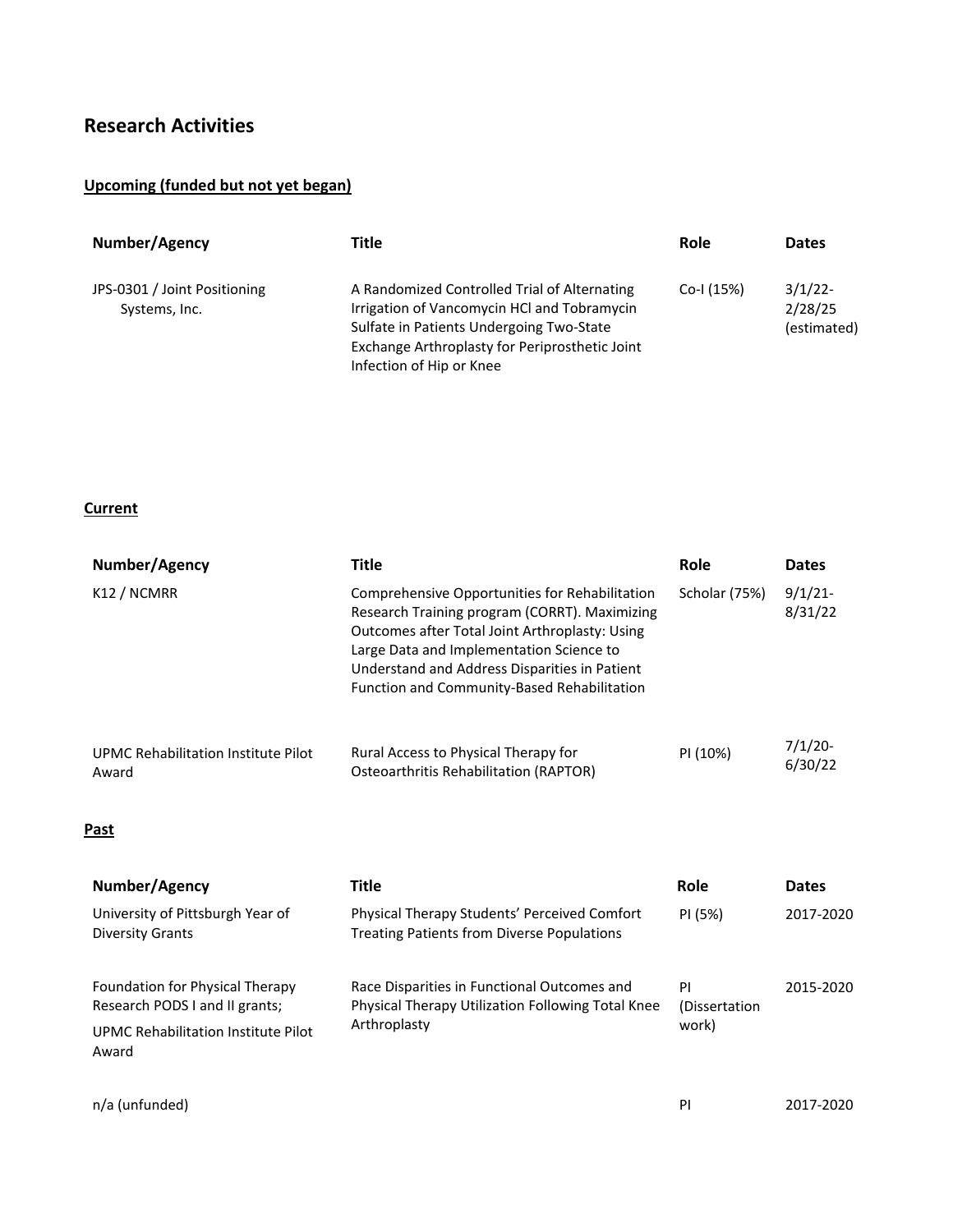## Research Activities

**Upcoming (funded but not yet began)**

| Number/Agency | Title | Role | Dates |
|---|---|---|---|
| JPS-0301 / Joint Positioning Systems, Inc. | A Randomized Controlled Trial of Alternating Irrigation of Vancomycin HCl and Tobramycin Sulfate in Patients Undergoing Two-State Exchange Arthroplasty for Periprosthetic Joint Infection of Hip or Knee | Co-I (15%) | 3/1/22-2/28/25 (estimated) |

**Current**

| Number/Agency | Title | Role | Dates |
|---|---|---|---|
| K12 / NCMRR | Comprehensive Opportunities for Rehabilitation Research Training program (CORRT). Maximizing Outcomes after Total Joint Arthroplasty: Using Large Data and Implementation Science to Understand and Address Disparities in Patient Function and Community-Based Rehabilitation | Scholar (75%) | 9/1/21-8/31/22 |
| UPMC Rehabilitation Institute Pilot Award | Rural Access to Physical Therapy for Osteoarthritis Rehabilitation (RAPTOR) | PI (10%) | 7/1/20-6/30/22 |

**Past**

| Number/Agency | Title | Role | Dates |
|---|---|---|---|
| University of Pittsburgh Year of Diversity Grants | Physical Therapy Students' Perceived Comfort Treating Patients from Diverse Populations | PI (5%) | 2017-2020 |
| Foundation for Physical Therapy Research PODS I and II grants; UPMC Rehabilitation Institute Pilot Award | Race Disparities in Functional Outcomes and Physical Therapy Utilization Following Total Knee Arthroplasty | PI (Dissertation work) | 2015-2020 |
| n/a (unfunded) | | PI | 2017-2020 |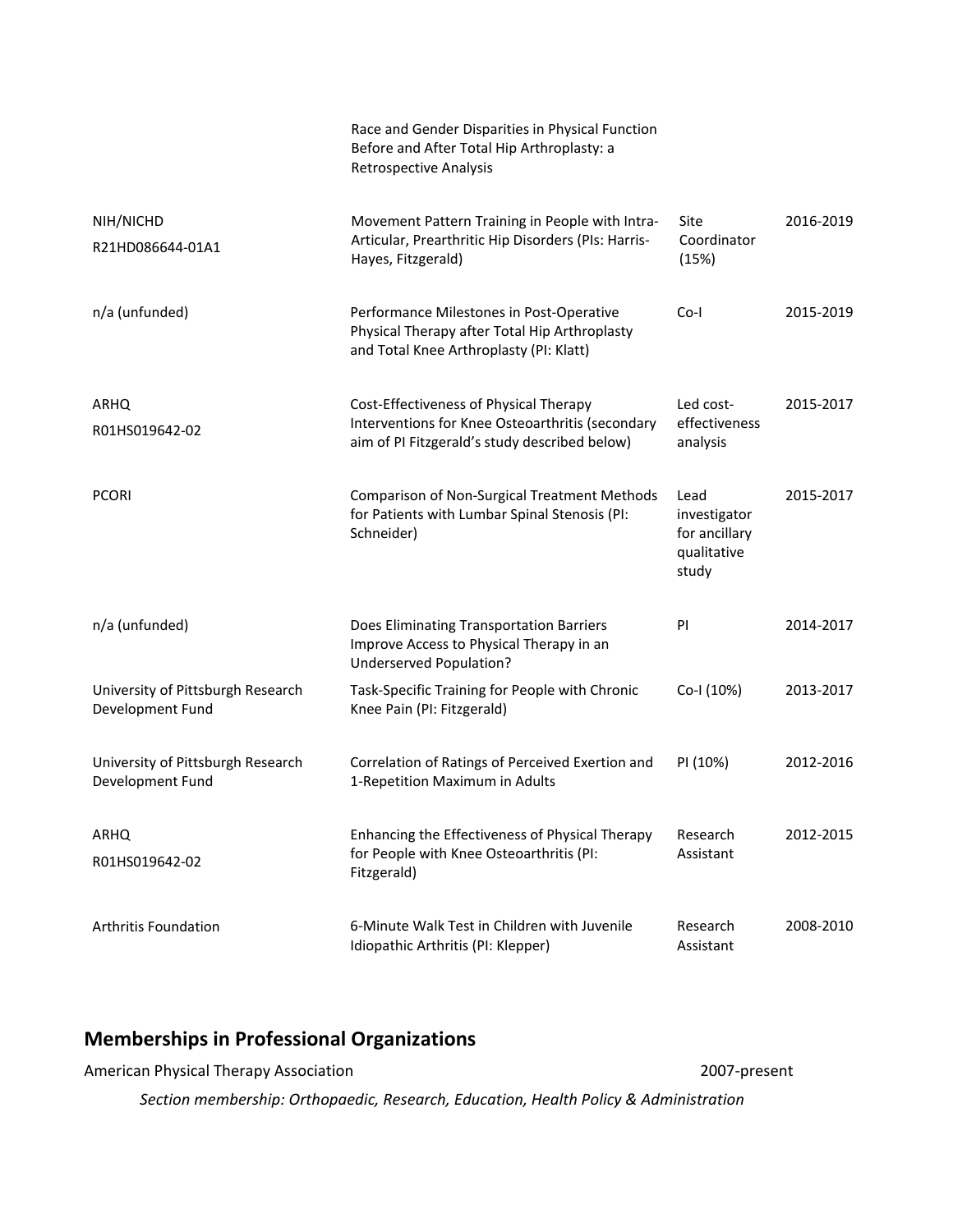| | | | |
|---|---|---|---|
| | Race and Gender Disparities in Physical Function Before and After Total Hip Arthroplasty: a Retrospective Analysis | | |
| NIH/NICHD R21HD086644-01A1 | Movement Pattern Training in People with Intra-Articular, Prearthritic Hip Disorders (PIs: Harris-Hayes, Fitzgerald) | Site Coordinator (15%) | 2016-2019 |
| n/a (unfunded) | Performance Milestones in Post-Operative Physical Therapy after Total Hip Arthroplasty and Total Knee Arthroplasty (PI: Klatt) | Co-I | 2015-2019 |
| ARHQ R01HS019642-02 | Cost-Effectiveness of Physical Therapy Interventions for Knee Osteoarthritis (secondary aim of PI Fitzgerald's study described below) | Led cost-effectiveness analysis | 2015-2017 |
| PCORI | Comparison of Non-Surgical Treatment Methods for Patients with Lumbar Spinal Stenosis (PI: Schneider) | Lead investigator for ancillary qualitative study | 2015-2017 |
| n/a (unfunded) | Does Eliminating Transportation Barriers Improve Access to Physical Therapy in an Underserved Population? | PI | 2014-2017 |
| University of Pittsburgh Research Development Fund | Task-Specific Training for People with Chronic Knee Pain (PI: Fitzgerald) | Co-I (10%) | 2013-2017 |
| University of Pittsburgh Research Development Fund | Correlation of Ratings of Perceived Exertion and 1-Repetition Maximum in Adults | PI (10%) | 2012-2016 |
| ARHQ R01HS019642-02 | Enhancing the Effectiveness of Physical Therapy for People with Knee Osteoarthritis (PI: Fitzgerald) | Research Assistant | 2012-2015 |
| Arthritis Foundation | 6-Minute Walk Test in Children with Juvenile Idiopathic Arthritis (PI: Klepper) | Research Assistant | 2008-2010 |

## Memberships in Professional Organizations

American Physical Therapy Association 2007-present

*Section membership: Orthopaedic, Research, Education, Health Policy & Administration*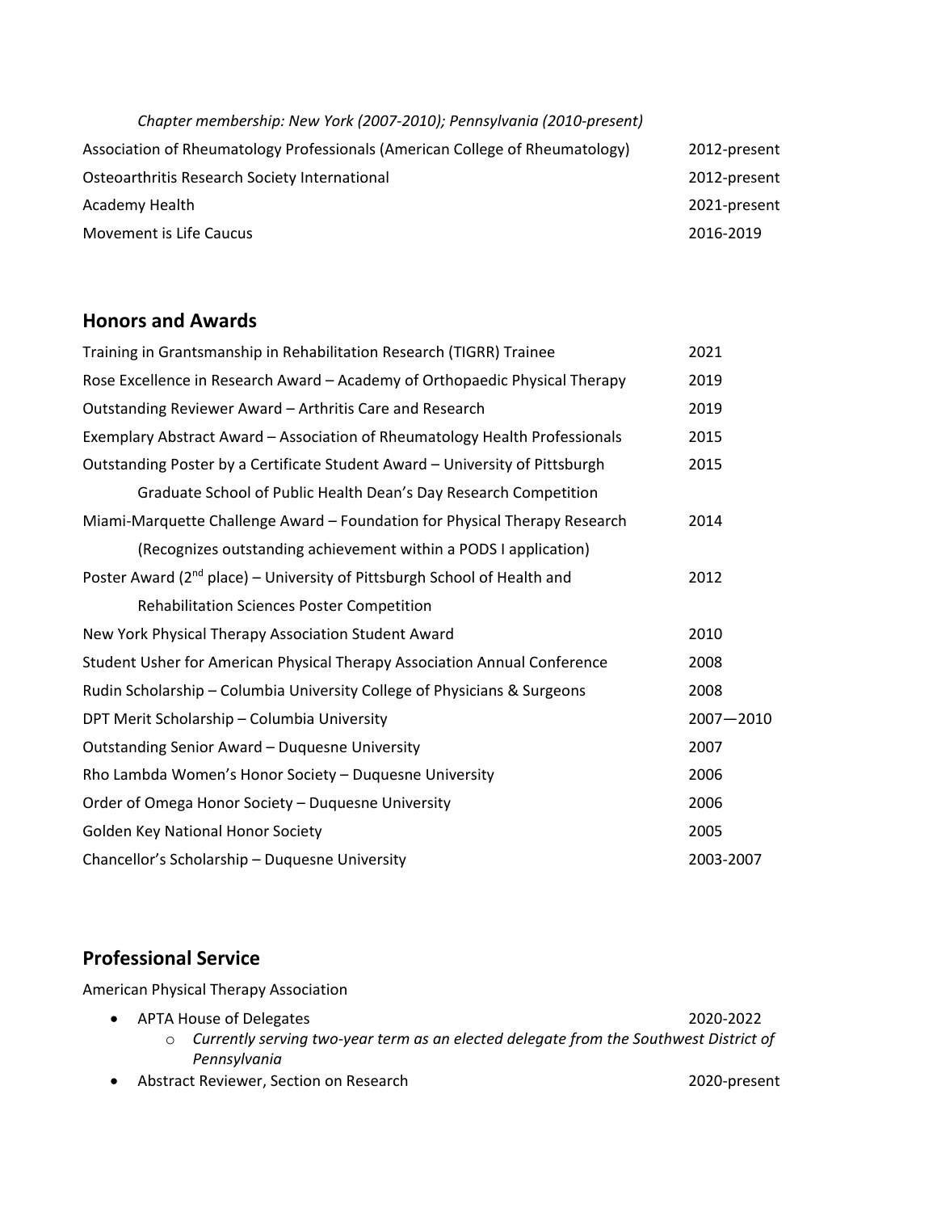*Chapter membership: New York (2007-2010); Pennsylvania (2010-present)*

| | |
|---|---|
| Association of Rheumatology Professionals (American College of Rheumatology) | 2012-present |
| Osteoarthritis Research Society International | 2012-present |
| Academy Health | 2021-present |
| Movement is Life Caucus | 2016-2019 |

## Honors and Awards

| | |
|---|---|
| Training in Grantsmanship in Rehabilitation Research (TIGRR) Trainee | 2021 |
| Rose Excellence in Research Award – Academy of Orthopaedic Physical Therapy | 2019 |
| Outstanding Reviewer Award – Arthritis Care and Research | 2019 |
| Exemplary Abstract Award – Association of Rheumatology Health Professionals | 2015 |
| Outstanding Poster by a Certificate Student Award – University of Pittsburgh Graduate School of Public Health Dean's Day Research Competition | 2015 |
| Miami-Marquette Challenge Award – Foundation for Physical Therapy Research (Recognizes outstanding achievement within a PODS I application) | 2014 |
| Poster Award (2nd place) – University of Pittsburgh School of Health and Rehabilitation Sciences Poster Competition | 2012 |
| New York Physical Therapy Association Student Award | 2010 |
| Student Usher for American Physical Therapy Association Annual Conference | 2008 |
| Rudin Scholarship – Columbia University College of Physicians & Surgeons | 2008 |
| DPT Merit Scholarship – Columbia University | 2007—2010 |
| Outstanding Senior Award – Duquesne University | 2007 |
| Rho Lambda Women's Honor Society – Duquesne University | 2006 |
| Order of Omega Honor Society – Duquesne University | 2006 |
| Golden Key National Honor Society | 2005 |
| Chancellor's Scholarship – Duquesne University | 2003-2007 |

## Professional Service

American Physical Therapy Association

- APTA House of Delegates — 2020-2022
  - *Currently serving two-year term as an elected delegate from the Southwest District of Pennsylvania*
- Abstract Reviewer, Section on Research — 2020-present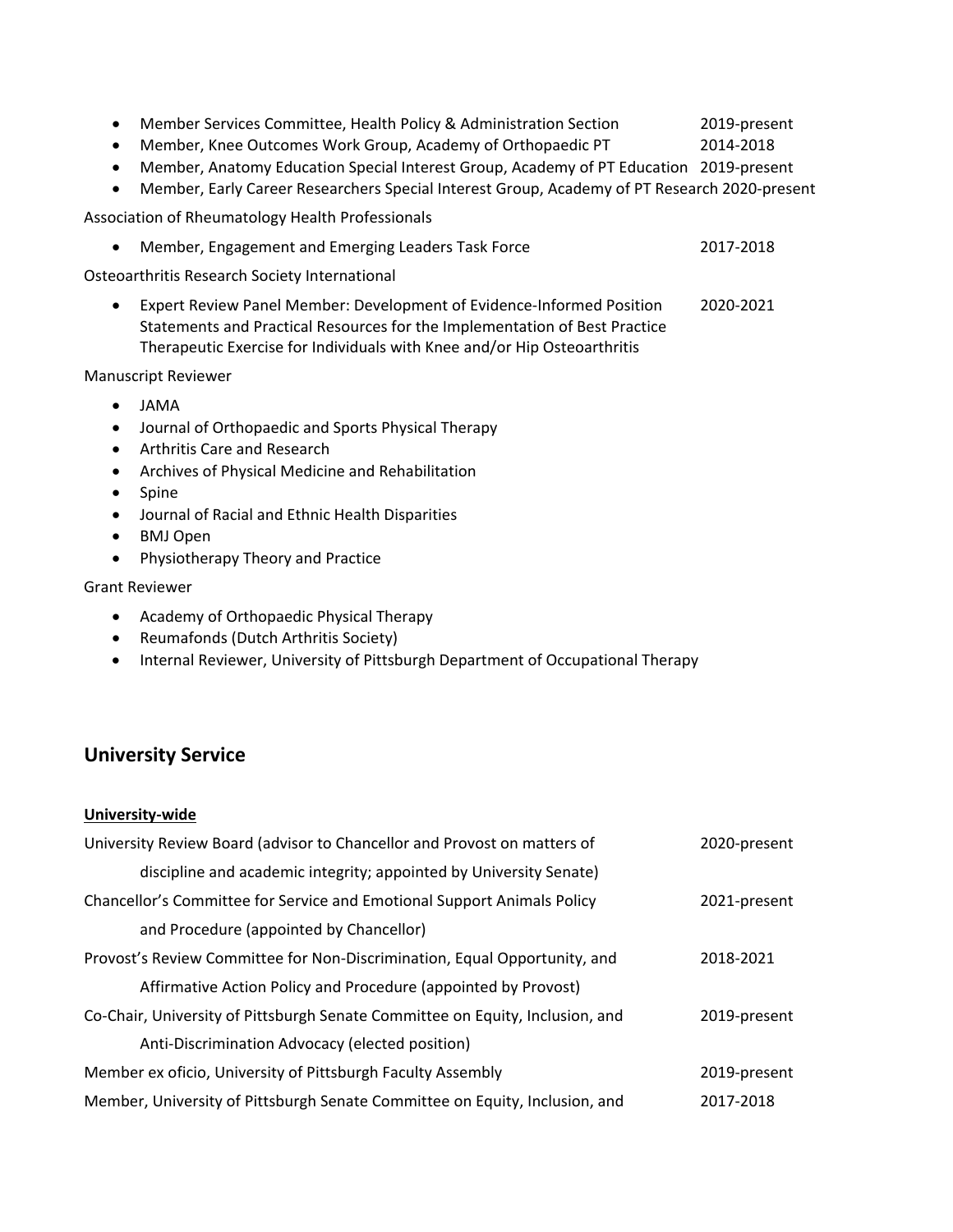- Member Services Committee, Health Policy & Administration Section 2019-present
- Member, Knee Outcomes Work Group, Academy of Orthopaedic PT 2014-2018
- Member, Anatomy Education Special Interest Group, Academy of PT Education 2019-present
- Member, Early Career Researchers Special Interest Group, Academy of PT Research 2020-present

Association of Rheumatology Health Professionals

- Member, Engagement and Emerging Leaders Task Force 2017-2018

Osteoarthritis Research Society International

- Expert Review Panel Member: Development of Evidence-Informed Position Statements and Practical Resources for the Implementation of Best Practice Therapeutic Exercise for Individuals with Knee and/or Hip Osteoarthritis 2020-2021

Manuscript Reviewer

- JAMA
- Journal of Orthopaedic and Sports Physical Therapy
- Arthritis Care and Research
- Archives of Physical Medicine and Rehabilitation
- Spine
- Journal of Racial and Ethnic Health Disparities
- BMJ Open
- Physiotherapy Theory and Practice

Grant Reviewer

- Academy of Orthopaedic Physical Therapy
- Reumafonds (Dutch Arthritis Society)
- Internal Reviewer, University of Pittsburgh Department of Occupational Therapy

## University Service

**University-wide**

University Review Board (advisor to Chancellor and Provost on matters of discipline and academic integrity; appointed by University Senate) 2020-present

Chancellor's Committee for Service and Emotional Support Animals Policy and Procedure (appointed by Chancellor) 2021-present

Provost's Review Committee for Non-Discrimination, Equal Opportunity, and Affirmative Action Policy and Procedure (appointed by Provost) 2018-2021

Co-Chair, University of Pittsburgh Senate Committee on Equity, Inclusion, and Anti-Discrimination Advocacy (elected position) 2019-present

Member ex oficio, University of Pittsburgh Faculty Assembly 2019-present

Member, University of Pittsburgh Senate Committee on Equity, Inclusion, and 2017-2018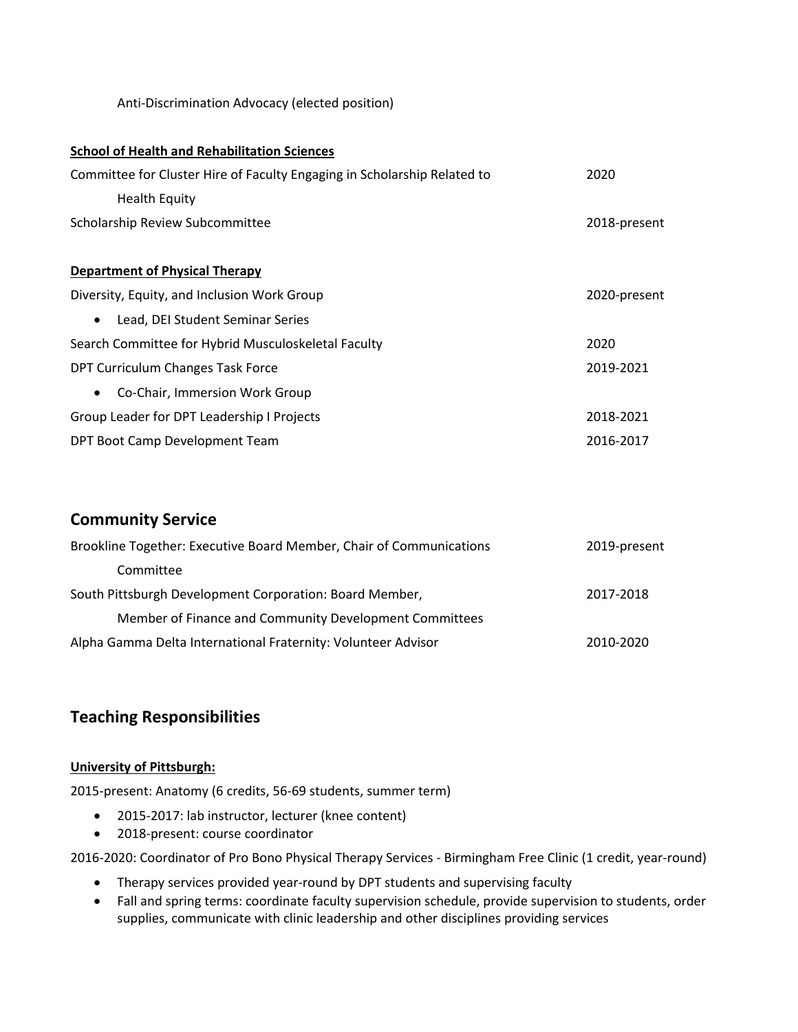Anti-Discrimination Advocacy (elected position)

**School of Health and Rehabilitation Sciences**

Committee for Cluster Hire of Faculty Engaging in Scholarship Related to Health Equity 2020

Scholarship Review Subcommittee 2018-present

**Department of Physical Therapy**

Diversity, Equity, and Inclusion Work Group 2020-present

- Lead, DEI Student Seminar Series

Search Committee for Hybrid Musculoskeletal Faculty 2020

DPT Curriculum Changes Task Force 2019-2021

- Co-Chair, Immersion Work Group

Group Leader for DPT Leadership I Projects 2018-2021

DPT Boot Camp Development Team 2016-2017

## Community Service

Brookline Together: Executive Board Member, Chair of Communications Committee 2019-present

South Pittsburgh Development Corporation: Board Member, Member of Finance and Community Development Committees 2017-2018

Alpha Gamma Delta International Fraternity: Volunteer Advisor 2010-2020

## Teaching Responsibilities

**University of Pittsburgh:**

2015-present: Anatomy (6 credits, 56-69 students, summer term)

- 2015-2017: lab instructor, lecturer (knee content)
- 2018-present: course coordinator

2016-2020: Coordinator of Pro Bono Physical Therapy Services - Birmingham Free Clinic (1 credit, year-round)

- Therapy services provided year-round by DPT students and supervising faculty
- Fall and spring terms: coordinate faculty supervision schedule, provide supervision to students, order supplies, communicate with clinic leadership and other disciplines providing services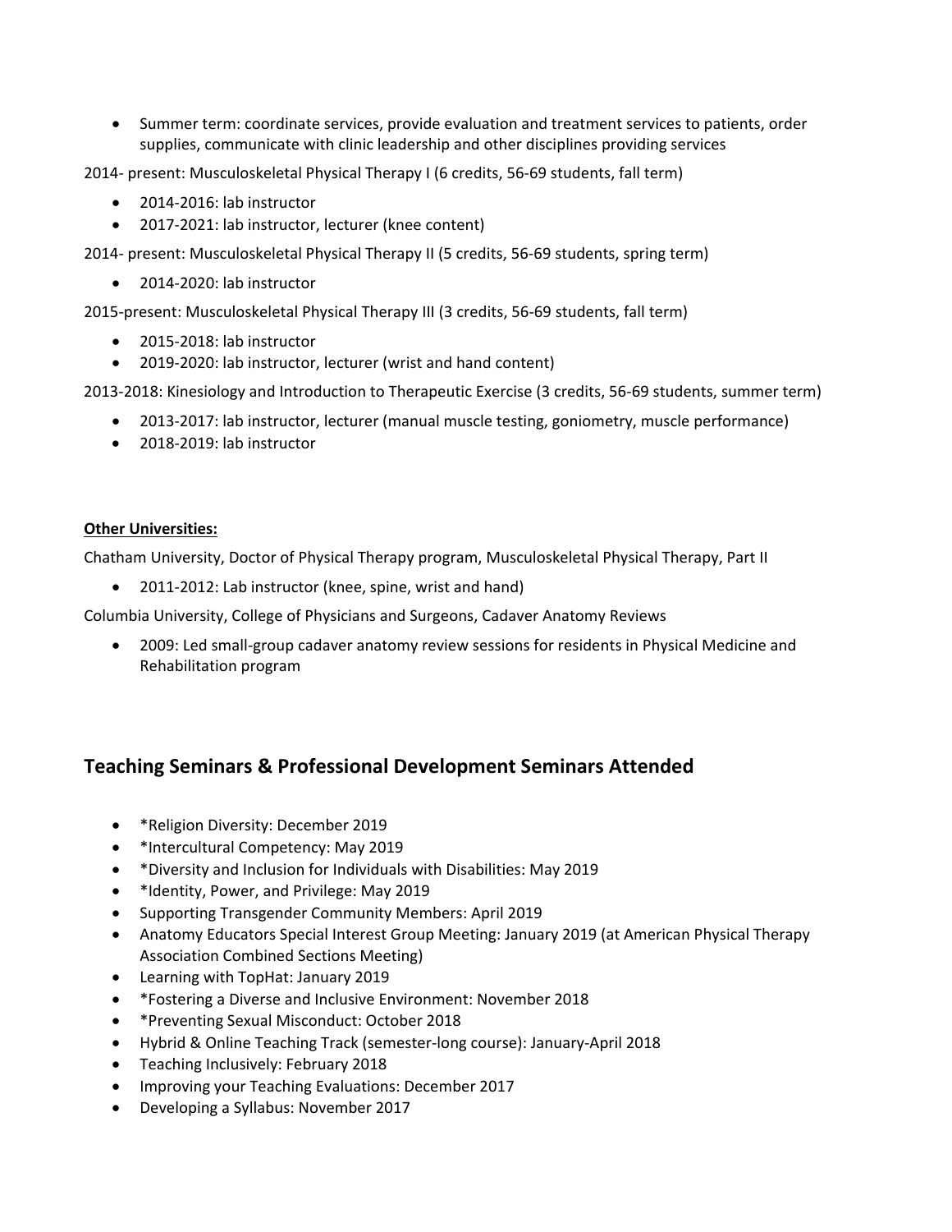- Summer term: coordinate services, provide evaluation and treatment services to patients, order supplies, communicate with clinic leadership and other disciplines providing services

2014- present: Musculoskeletal Physical Therapy I (6 credits, 56-69 students, fall term)

- 2014-2016: lab instructor
- 2017-2021: lab instructor, lecturer (knee content)

2014- present: Musculoskeletal Physical Therapy II (5 credits, 56-69 students, spring term)

- 2014-2020: lab instructor

2015-present: Musculoskeletal Physical Therapy III (3 credits, 56-69 students, fall term)

- 2015-2018: lab instructor
- 2019-2020: lab instructor, lecturer (wrist and hand content)

2013-2018: Kinesiology and Introduction to Therapeutic Exercise (3 credits, 56-69 students, summer term)

- 2013-2017: lab instructor, lecturer (manual muscle testing, goniometry, muscle performance)
- 2018-2019: lab instructor

**Other Universities:**

Chatham University, Doctor of Physical Therapy program, Musculoskeletal Physical Therapy, Part II

- 2011-2012: Lab instructor (knee, spine, wrist and hand)

Columbia University, College of Physicians and Surgeons, Cadaver Anatomy Reviews

- 2009: Led small-group cadaver anatomy review sessions for residents in Physical Medicine and Rehabilitation program

## Teaching Seminars & Professional Development Seminars Attended

- *Religion Diversity: December 2019
- *Intercultural Competency: May 2019
- *Diversity and Inclusion for Individuals with Disabilities: May 2019
- *Identity, Power, and Privilege: May 2019
- Supporting Transgender Community Members: April 2019
- Anatomy Educators Special Interest Group Meeting: January 2019 (at American Physical Therapy Association Combined Sections Meeting)
- Learning with TopHat: January 2019
- *Fostering a Diverse and Inclusive Environment: November 2018
- *Preventing Sexual Misconduct: October 2018
- Hybrid & Online Teaching Track (semester-long course): January-April 2018
- Teaching Inclusively: February 2018
- Improving your Teaching Evaluations: December 2017
- Developing a Syllabus: November 2017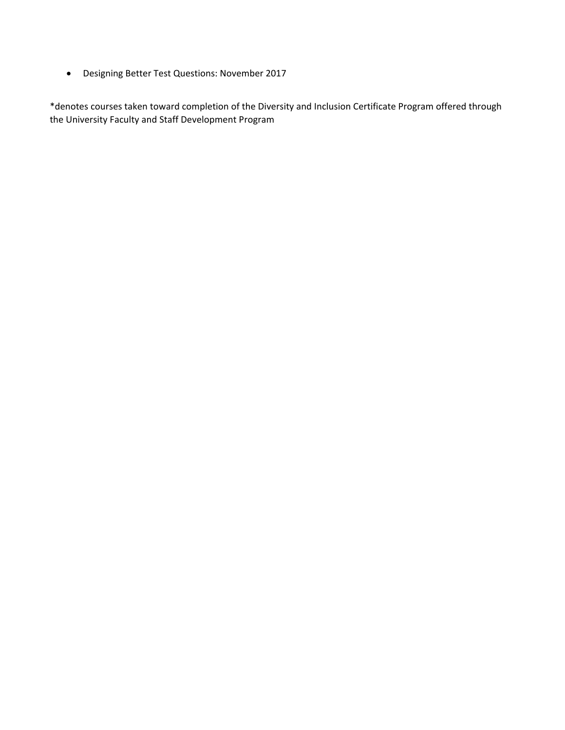- Designing Better Test Questions: November 2017

*denotes courses taken toward completion of the Diversity and Inclusion Certificate Program offered through the University Faculty and Staff Development Program